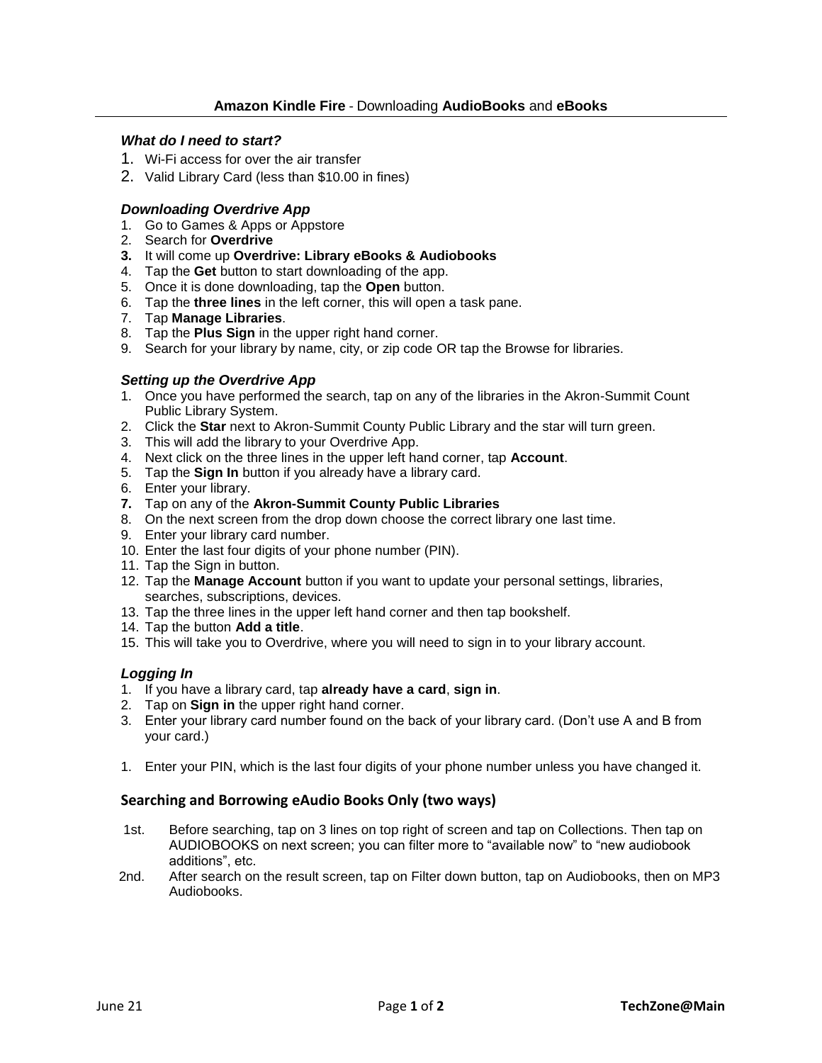# **Amazon Kindle Fire** - Downloading **AudioBooks** and **eBooks**

### *What do I need to start?*

1. Wi-Fi access for over the air transfer
2. Valid Library Card (less than $10.00 in fines)

### *Downloading Overdrive App*

1. Go to Games & Apps or Appstore
2. Search for **Overdrive**
3. It will come up **Overdrive: Library eBooks & Audiobooks**
4. Tap the **Get** button to start downloading of the app.
5. Once it is done downloading, tap the **Open** button.
6. Tap the **three lines** in the left corner, this will open a task pane.
7. Tap **Manage Libraries**.
8. Tap the **Plus Sign** in the upper right hand corner.
9. Search for your library by name, city, or zip code OR tap the Browse for libraries.

### *Setting up the Overdrive App*

1. Once you have performed the search, tap on any of the libraries in the Akron-Summit Count Public Library System.
2. Click the **Star** next to Akron-Summit County Public Library and the star will turn green.
3. This will add the library to your Overdrive App.
4. Next click on the three lines in the upper left hand corner, tap **Account**.
5. Tap the **Sign In** button if you already have a library card.
6. Enter your library.
7. Tap on any of the **Akron-Summit County Public Libraries**
8. On the next screen from the drop down choose the correct library one last time.
9. Enter your library card number.
10. Enter the last four digits of your phone number (PIN).
11. Tap the Sign in button.
12. Tap the **Manage Account** button if you want to update your personal settings, libraries, searches, subscriptions, devices.
13. Tap the three lines in the upper left hand corner and then tap bookshelf.
14. Tap the button **Add a title**.
15. This will take you to Overdrive, where you will need to sign in to your library account.

### *Logging In*

1. If you have a library card, tap **already have a card**, **sign in**.
2. Tap on **Sign in** the upper right hand corner.
3. Enter your library card number found on the back of your library card. (Don't use A and B from your card.)

1. Enter your PIN, which is the last four digits of your phone number unless you have changed it.

### Searching and Borrowing eAudio Books Only (two ways)

1st. Before searching, tap on 3 lines on top right of screen and tap on Collections. Then tap on AUDIOBOOKS on next screen; you can filter more to "available now" to "new audiobook additions", etc.

2nd. After search on the result screen, tap on Filter down button, tap on Audiobooks, then on MP3 Audiobooks.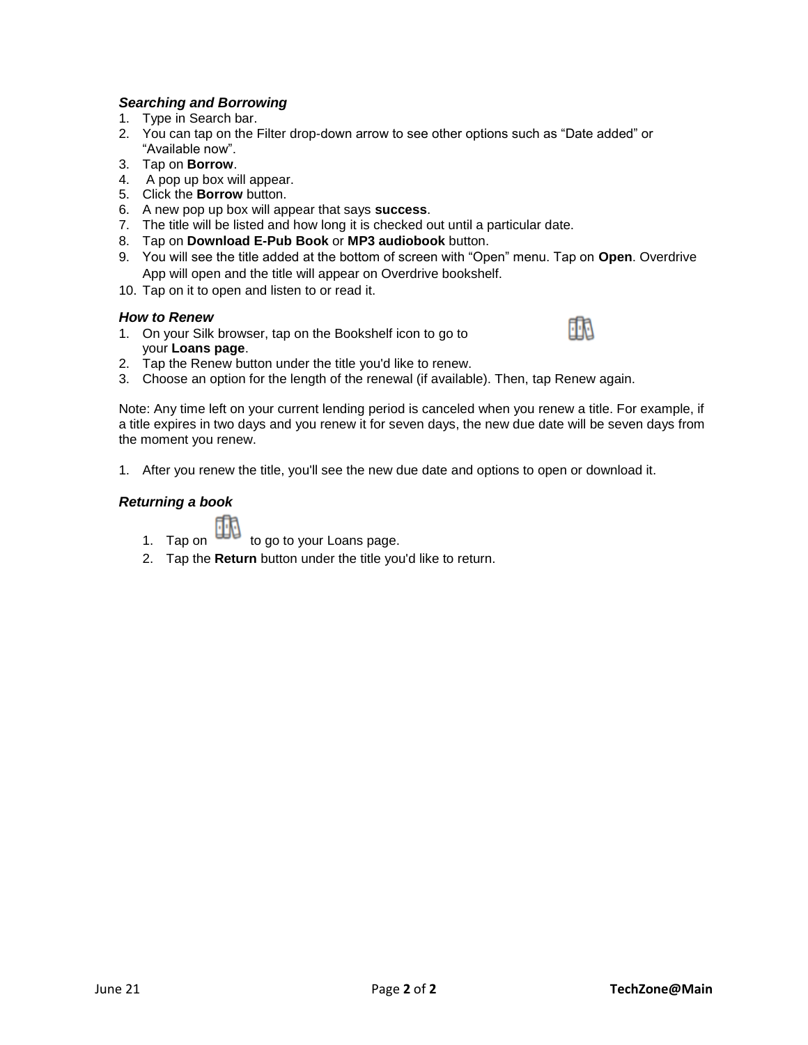### *Searching and Borrowing*

1. Type in Search bar.
2. You can tap on the Filter drop-down arrow to see other options such as “Date added” or “Available now”.
3. Tap on **Borrow**.
4. A pop up box will appear.
5. Click the **Borrow** button.
6. A new pop up box will appear that says **success**.
7. The title will be listed and how long it is checked out until a particular date.
8. Tap on **Download E-Pub Book** or **MP3 audiobook** button.
9. You will see the title added at the bottom of screen with “Open” menu. Tap on **Open**. Overdrive App will open and the title will appear on Overdrive bookshelf.
10. Tap on it to open and listen to or read it.

### *How to Renew*

1. On your Silk browser, tap on the Bookshelf icon to go to your **Loans page**.
2. Tap the Renew button under the title you'd like to renew.
3. Choose an option for the length of the renewal (if available). Then, tap Renew again.

Note: Any time left on your current lending period is canceled when you renew a title. For example, if a title expires in two days and you renew it for seven days, the new due date will be seven days from the moment you renew.

1. After you renew the title, you'll see the new due date and options to open or download it.

### *Returning a book*

1. Tap on to go to your Loans page.
2. Tap the **Return** button under the title you'd like to return.